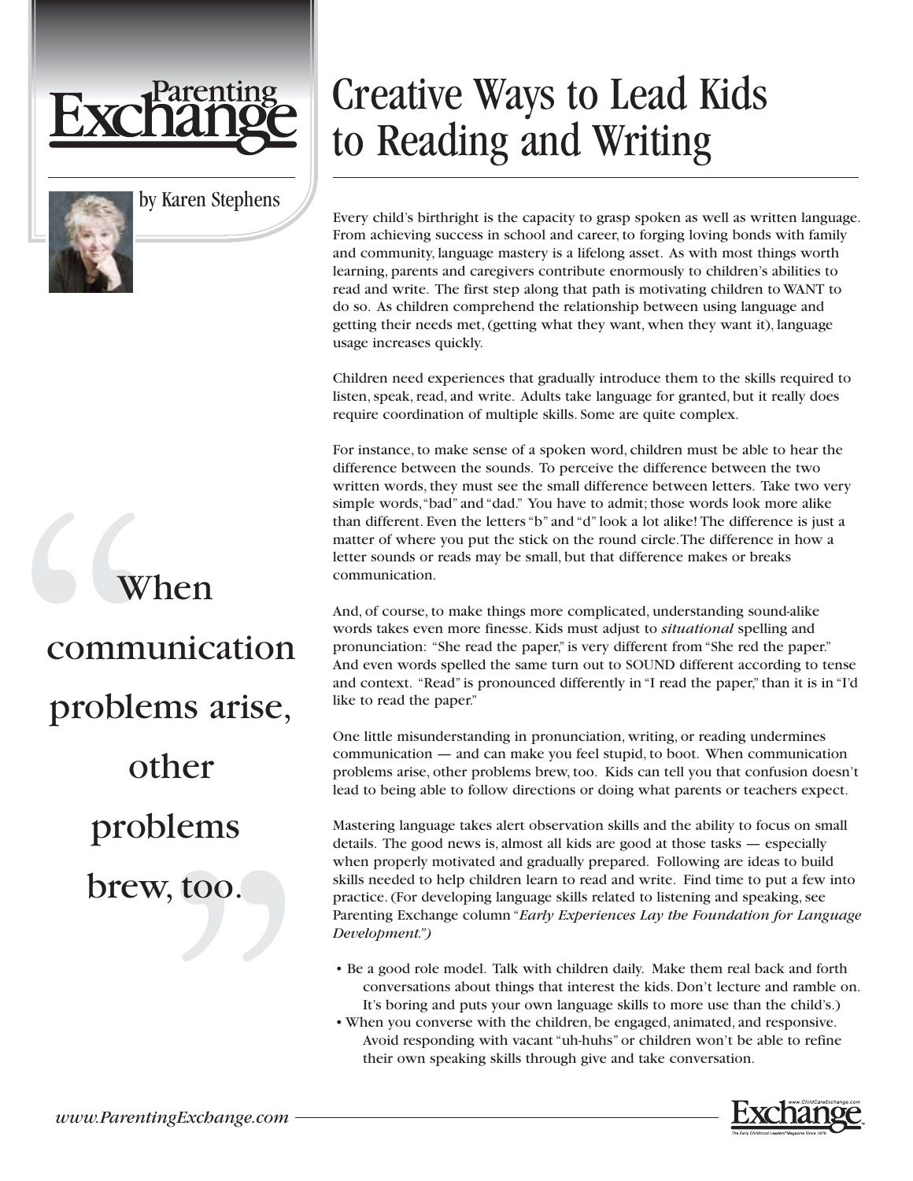Parenting Exchange

by Karen Stephens

# Creative Ways to Lead Kids to Reading and Writing

Every child's birthright is the capacity to grasp spoken as well as written language. From achieving success in school and career, to forging loving bonds with family and community, language mastery is a lifelong asset. As with most things worth learning, parents and caregivers contribute enormously to children's abilities to read and write. The first step along that path is motivating children to WANT to do so. As children comprehend the relationship between using language and getting their needs met, (getting what they want, when they want it), language usage increases quickly.

Children need experiences that gradually introduce them to the skills required to listen, speak, read, and write. Adults take language for granted, but it really does require coordination of multiple skills. Some are quite complex.

For instance, to make sense of a spoken word, children must be able to hear the difference between the sounds. To perceive the difference between the two written words, they must see the small difference between letters. Take two very simple words, "bad" and "dad." You have to admit; those words look more alike than different. Even the letters "b" and "d" look a lot alike! The difference is just a matter of where you put the stick on the round circle. The difference in how a letter sounds or reads may be small, but that difference makes or breaks communication.

And, of course, to make things more complicated, understanding sound-alike words takes even more finesse. Kids must adjust to *situational* spelling and pronunciation: "She read the paper," is very different from "She red the paper." And even words spelled the same turn out to SOUND different according to tense and context. "Read" is pronounced differently in "I read the paper," than it is in "I'd like to read the paper."

One little misunderstanding in pronunciation, writing, or reading undermines communication — and can make you feel stupid, to boot. When communication problems arise, other problems brew, too. Kids can tell you that confusion doesn't lead to being able to follow directions or doing what parents or teachers expect.

> "When communication problems arise, other problems brew, too."

Mastering language takes alert observation skills and the ability to focus on small details. The good news is, almost all kids are good at those tasks — especially when properly motivated and gradually prepared. Following are ideas to build skills needed to help children learn to read and write. Find time to put a few into practice. (For developing language skills related to listening and speaking, see Parenting Exchange column "*Early Experiences Lay the Foundation for Language Development.")*

- Be a good role model. Talk with children daily. Make them real back and forth conversations about things that interest the kids. Don't lecture and ramble on. It's boring and puts your own language skills to more use than the child's.)
- When you converse with the children, be engaged, animated, and responsive. Avoid responding with vacant "uh-huhs" or children won't be able to refine their own speaking skills through give and take conversation.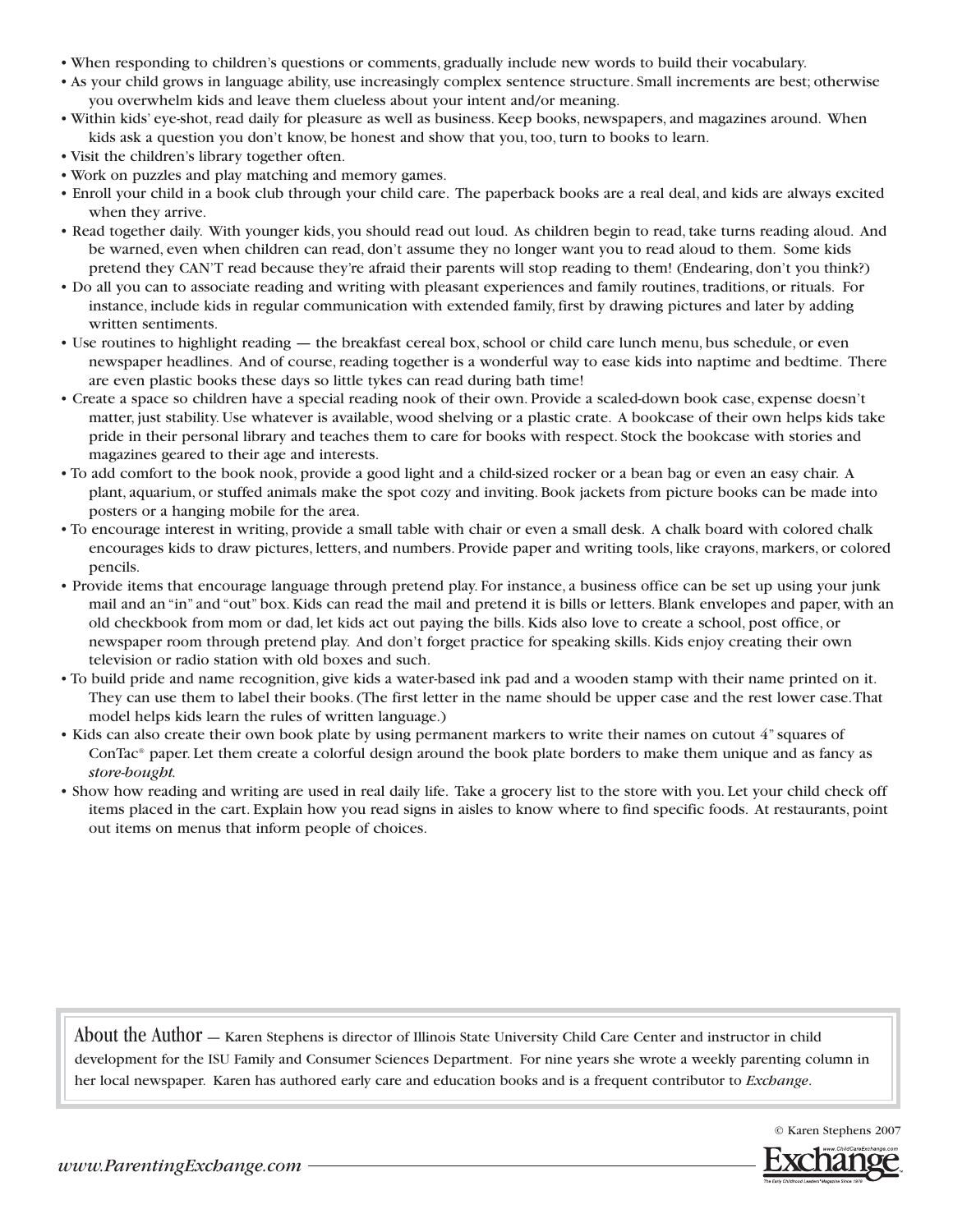- When responding to children's questions or comments, gradually include new words to build their vocabulary.
- As your child grows in language ability, use increasingly complex sentence structure. Small increments are best; otherwise you overwhelm kids and leave them clueless about your intent and/or meaning.
- Within kids' eye-shot, read daily for pleasure as well as business. Keep books, newspapers, and magazines around. When kids ask a question you don't know, be honest and show that you, too, turn to books to learn.
- Visit the children's library together often.
- Work on puzzles and play matching and memory games.
- Enroll your child in a book club through your child care. The paperback books are a real deal, and kids are always excited when they arrive.
- Read together daily. With younger kids, you should read out loud. As children begin to read, take turns reading aloud. And be warned, even when children can read, don't assume they no longer want you to read aloud to them. Some kids pretend they CAN'T read because they're afraid their parents will stop reading to them! (Endearing, don't you think?)
- Do all you can to associate reading and writing with pleasant experiences and family routines, traditions, or rituals. For instance, include kids in regular communication with extended family, first by drawing pictures and later by adding written sentiments.
- Use routines to highlight reading — the breakfast cereal box, school or child care lunch menu, bus schedule, or even newspaper headlines. And of course, reading together is a wonderful way to ease kids into naptime and bedtime. There are even plastic books these days so little tykes can read during bath time!
- Create a space so children have a special reading nook of their own. Provide a scaled-down book case, expense doesn't matter, just stability. Use whatever is available, wood shelving or a plastic crate. A bookcase of their own helps kids take pride in their personal library and teaches them to care for books with respect. Stock the bookcase with stories and magazines geared to their age and interests.
- To add comfort to the book nook, provide a good light and a child-sized rocker or a bean bag or even an easy chair. A plant, aquarium, or stuffed animals make the spot cozy and inviting. Book jackets from picture books can be made into posters or a hanging mobile for the area.
- To encourage interest in writing, provide a small table with chair or even a small desk. A chalk board with colored chalk encourages kids to draw pictures, letters, and numbers. Provide paper and writing tools, like crayons, markers, or colored pencils.
- Provide items that encourage language through pretend play. For instance, a business office can be set up using your junk mail and an "in" and "out" box. Kids can read the mail and pretend it is bills or letters. Blank envelopes and paper, with an old checkbook from mom or dad, let kids act out paying the bills. Kids also love to create a school, post office, or newspaper room through pretend play. And don't forget practice for speaking skills. Kids enjoy creating their own television or radio station with old boxes and such.
- To build pride and name recognition, give kids a water-based ink pad and a wooden stamp with their name printed on it. They can use them to label their books. (The first letter in the name should be upper case and the rest lower case. That model helps kids learn the rules of written language.)
- Kids can also create their own book plate by using permanent markers to write their names on cutout 4" squares of ConTac® paper. Let them create a colorful design around the book plate borders to make them unique and as fancy as *store-bought.*
- Show how reading and writing are used in real daily life. Take a grocery list to the store with you. Let your child check off items placed in the cart. Explain how you read signs in aisles to know where to find specific foods. At restaurants, point out items on menus that inform people of choices.

About the Author — Karen Stephens is director of Illinois State University Child Care Center and instructor in child development for the ISU Family and Consumer Sciences Department. For nine years she wrote a weekly parenting column in her local newspaper. Karen has authored early care and education books and is a frequent contributor to *Exchange*.

© Karen Stephens 2007